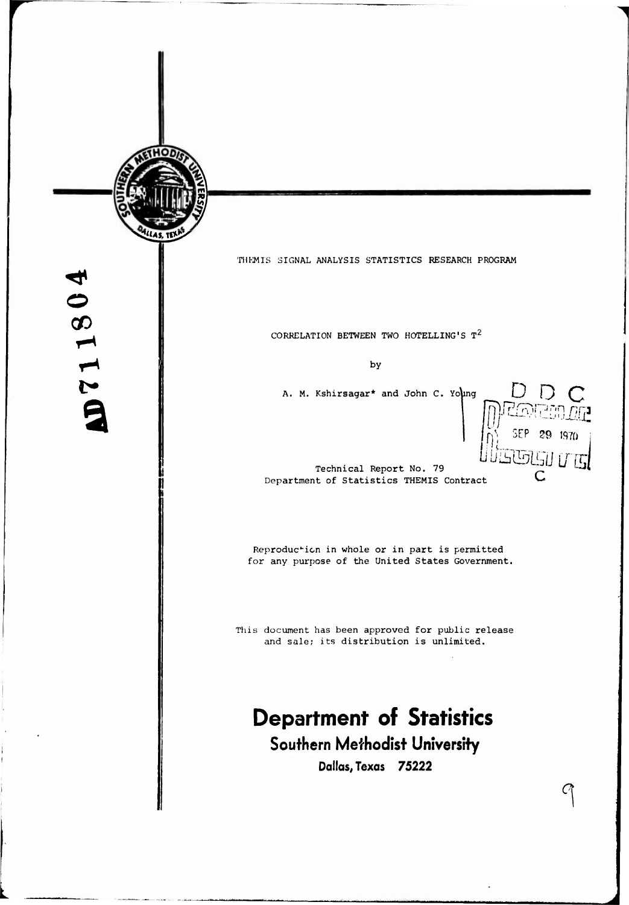AD711804

THEMIS SIGNAL ANALYSIS STATISTICS RESEARCH PROGRAM

CORRELATION BETWEEN TWO HOTELLING'S $T^2$

by

A. M. Kshirsagar* and John C. Young

Technical Report No. 79

Department of Statistics THEMIS Contract

Reproduction in whole or in part is permitted for any purpose of the United States Government.

This document has been approved for public release and sale; its distribution is unlimited.

# Department of Statistics

## Southern Methodist University

**Dallas, Texas 75222**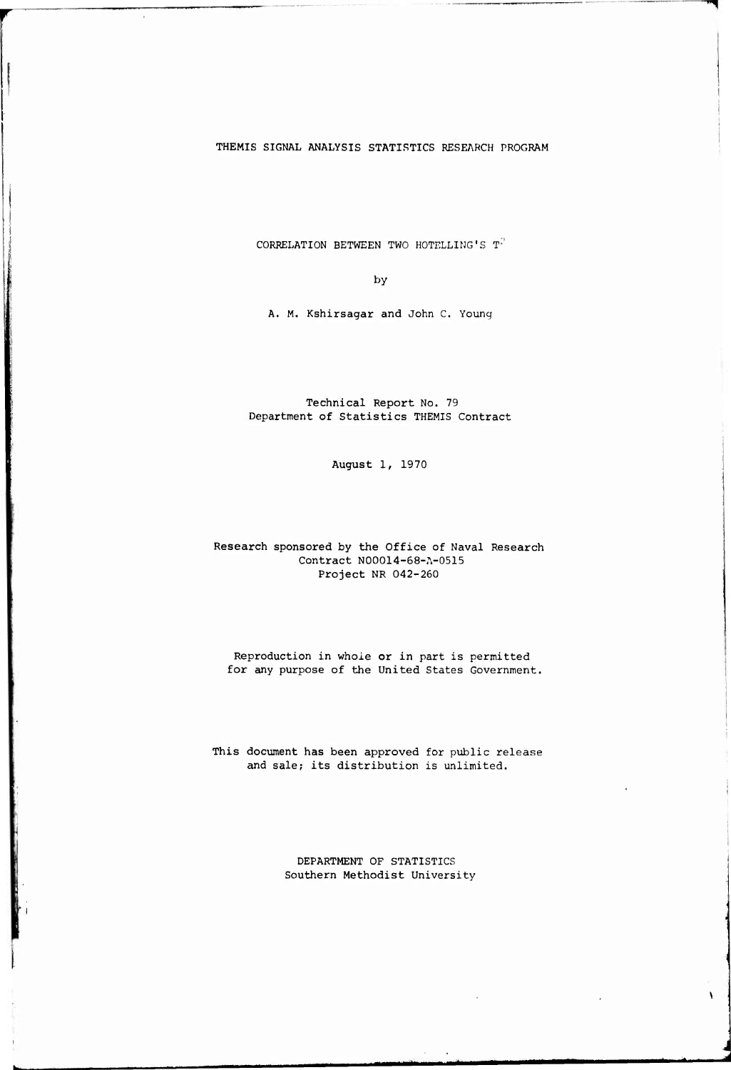THEMIS SIGNAL ANALYSIS STATISTICS RESEARCH PROGRAM

# CORRELATION BETWEEN TWO HOTELLING'S $T^2$

by

A. M. Kshirsagar and John C. Young

Technical Report No. 79
Department of Statistics THEMIS Contract

August 1, 1970

Research sponsored by the Office of Naval Research
Contract N00014-68-A-0515
Project NR 042-260

Reproduction in whole or in part is permitted for any purpose of the United States Government.

This document has been approved for public release and sale; its distribution is unlimited.

DEPARTMENT OF STATISTICS
Southern Methodist University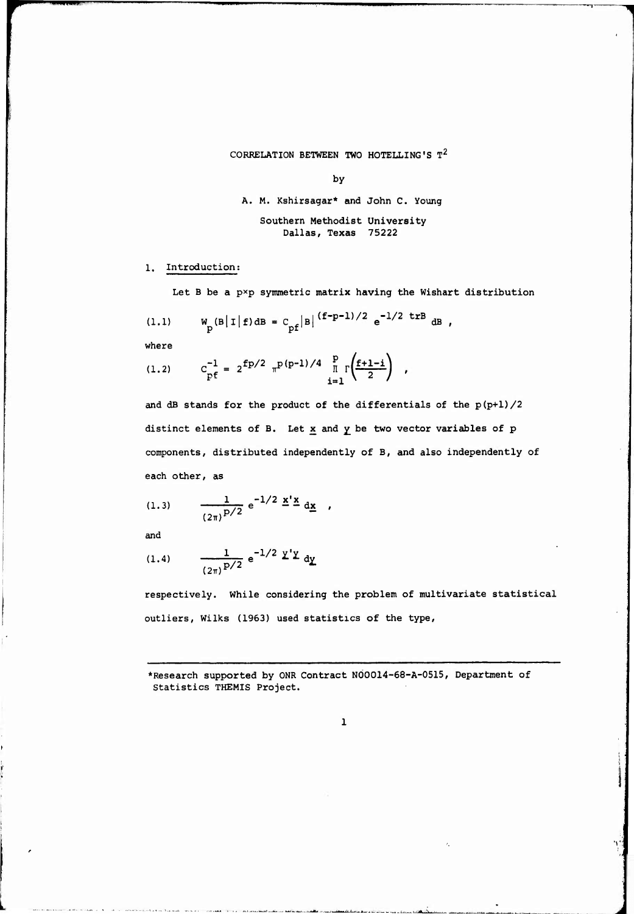# CORRELATION BETWEEN TWO HOTELLING'S $T^2$

by

A. M. Kshirsagar* and John C. Young

Southern Methodist University
Dallas, Texas 75222

## 1. Introduction:

Let B be a p×p symmetric matrix having the Wishart distribution

$$W_p(B|I|f)dB = C_{pf}|B|^{(f-p-1)/2} e^{-1/2 \text{ tr}B} dB , \tag{1.1}$$

where

$$C_{pf}^{-1} = 2^{fp/2} \pi^{p(p-1)/4} \prod_{i=1}^{p} \Gamma\left(\frac{f+1-i}{2}\right) , \tag{1.2}$$

and dB stands for the product of the differentials of the $p(p+1)/2$ distinct elements of B. Let $\underline{x}$ and $\underline{y}$ be two vector variables of p components, distributed independently of B, and also independently of each other, as

$$\frac{1}{(2\pi)^{p/2}} e^{-1/2 \, \underline{x}'\underline{x}} d\underline{x} , \tag{1.3}$$

and

$$\frac{1}{(2\pi)^{p/2}} e^{-1/2 \, \underline{y}'\underline{y}} d\underline{y} \tag{1.4}$$

respectively. While considering the problem of multivariate statistical outliers, Wilks (1963) used statistics of the type,

---

*Research supported by ONR Contract N00014-68-A-0515, Department of Statistics THEMIS Project.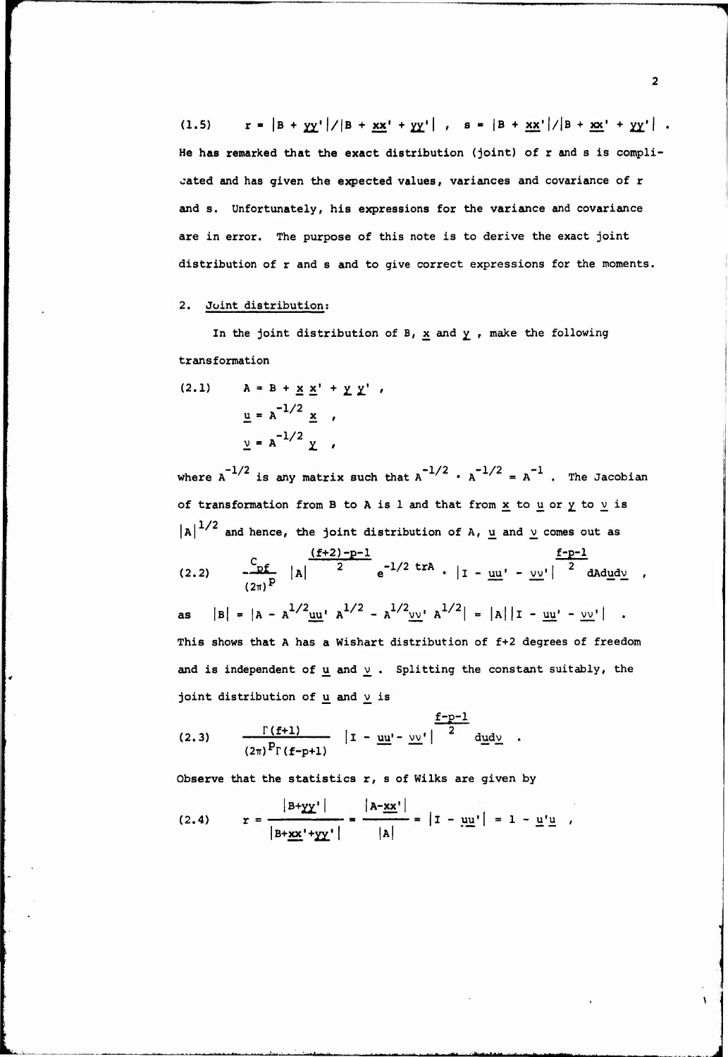(1.5) $\quad r = |B + \underline{y}\underline{y}'|/|B + \underline{x}\underline{x}' + \underline{y}\underline{y}'| \;, \quad s = |B + \underline{x}\underline{x}'|/|B + \underline{x}\underline{x}' + \underline{y}\underline{y}'| \;.$

He has remarked that the exact distribution (joint) of r and s is complicated and has given the expected values, variances and covariance of r and s. Unfortunately, his expressions for the variance and covariance are in error. The purpose of this note is to derive the exact joint distribution of r and s and to give correct expressions for the moments.

## 2. Joint distribution:

In the joint distribution of B, $\underline{x}$ and $\underline{y}$, make the following transformation

$$(2.1) \quad \begin{aligned} A &= B + \underline{x}\,\underline{x}' + \underline{y}\,\underline{y}' \;, \\ \underline{u} &= A^{-1/2}\,\underline{x} \;, \\ \underline{v} &= A^{-1/2}\,\underline{y} \;, \end{aligned}$$

where $A^{-1/2}$ is any matrix such that $A^{-1/2} \cdot A^{-1/2} = A^{-1}$. The Jacobian of transformation from B to A is 1 and that from $\underline{x}$ to $\underline{u}$ or $\underline{y}$ to $\underline{v}$ is $|A|^{1/2}$ and hence, the joint distribution of A, $\underline{u}$ and $\underline{v}$ comes out as

$$(2.2) \quad \frac{C_{pf}}{(2\pi)^p}\, |A|^{\frac{(f+2)-p-1}{2}}\, e^{-1/2\,\mathrm{tr}A} \cdot |I - \underline{u}\underline{u}' - \underline{v}\underline{v}'|^{\frac{f-p-1}{2}}\, dA\,d\underline{u}\,d\underline{v} \;,$$

as $\quad |B| = |A - A^{1/2}\underline{u}\underline{u}'\,A^{1/2} - A^{1/2}\underline{v}\underline{v}'\,A^{1/2}| = |A|\,|I - \underline{u}\underline{u}' - \underline{v}\underline{v}'| \;.$

This shows that A has a Wishart distribution of f+2 degrees of freedom and is independent of $\underline{u}$ and $\underline{v}$. Splitting the constant suitably, the joint distribution of $\underline{u}$ and $\underline{v}$ is

$$(2.3) \quad \frac{\Gamma(f+1)}{(2\pi)^p\,\Gamma(f-p+1)}\, |I - \underline{u}\underline{u}' - \underline{v}\underline{v}'|^{\frac{f-p-1}{2}}\, d\underline{u}\,d\underline{v} \;.$$

Observe that the statistics r, s of Wilks are given by

$$(2.4) \quad r = \frac{|B+\underline{y}\underline{y}'|}{|B+\underline{x}\underline{x}'+\underline{y}\underline{y}'|} = \frac{|A-\underline{x}\underline{x}'|}{|A|} = |I - \underline{u}\underline{u}'| = 1 - \underline{u}'\underline{u} \;,$$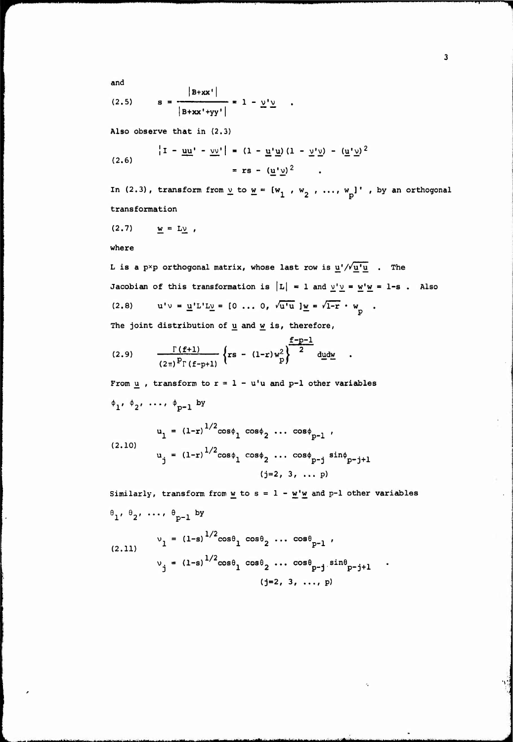and

$$(2.5) \qquad s = \frac{|B+xx'|}{|B+xx'+yy'|} = 1 - \underline{v}'\underline{v} \quad .$$

Also observe that in (2.3)

$$(2.6) \qquad \begin{aligned} |I - \underline{uu}' - \underline{vv}'| &= (1 - \underline{u}'\underline{u})(1 - \underline{v}'\underline{v}) - (\underline{u}'\underline{v})^2 \\ &= rs - (\underline{u}'\underline{v})^2 \quad . \end{aligned}$$

In (2.3), transform from $\underline{v}$ to $\underline{w} = [w_1 , w_2 , \ldots, w_p]'$ , by an orthogonal transformation

$$(2.7) \qquad \underline{w} = L\underline{v} \ ,$$

where

L is a p×p orthogonal matrix, whose last row is $\underline{u}'/\sqrt{\underline{u}'\underline{u}}$ . The Jacobian of this transformation is $|L| = 1$ and $\underline{v}'\underline{v} = \underline{w}'\underline{w} = 1-s$ . Also

$$(2.8) \qquad u'v = \underline{u}'L'L\underline{v} = [0 \ \ldots \ 0, \ \sqrt{u'u} \ ]\underline{w} = \sqrt{1-r} \cdot w_p \quad .$$

The joint distribution of $\underline{u}$ and $\underline{w}$ is, therefore,

$$(2.9) \qquad \frac{\Gamma(f+1)}{(2\pi)^p \Gamma(f-p+1)} \left\{ rs - (1-r)w_p^2 \right\}^{\frac{f-p-1}{2}} d\underline{u}d\underline{w} \quad .$$

From $\underline{u}$ , transform to $r = 1 - u'u$ and p-1 other variables $\phi_1, \phi_2, \ldots, \phi_{p-1}$ by

$$(2.10) \qquad \begin{aligned} u_1 &= (1-r)^{1/2}\cos\phi_1 \cos\phi_2 \ldots \cos\phi_{p-1} \ , \\ u_j &= (1-r)^{1/2}\cos\phi_1 \cos\phi_2 \ldots \cos\phi_{p-j} \sin\phi_{p-j+1} \\ & \qquad (j=2, 3, \ldots p) \end{aligned}$$

Similarly, transform from $\underline{w}$ to $s = 1 - \underline{w}'\underline{w}$ and p-1 other variables $\theta_1, \theta_2, \ldots, \theta_{p-1}$ by

$$(2.11) \qquad \begin{aligned} v_1 &= (1-s)^{1/2}\cos\theta_1 \cos\theta_2 \ldots \cos\theta_{p-1} \ , \\ v_j &= (1-s)^{1/2}\cos\theta_1 \cos\theta_2 \ldots \cos\theta_{p-j} \sin\theta_{p-j+1} \quad . \\ & \qquad (j=2, 3, \ldots, p) \end{aligned}$$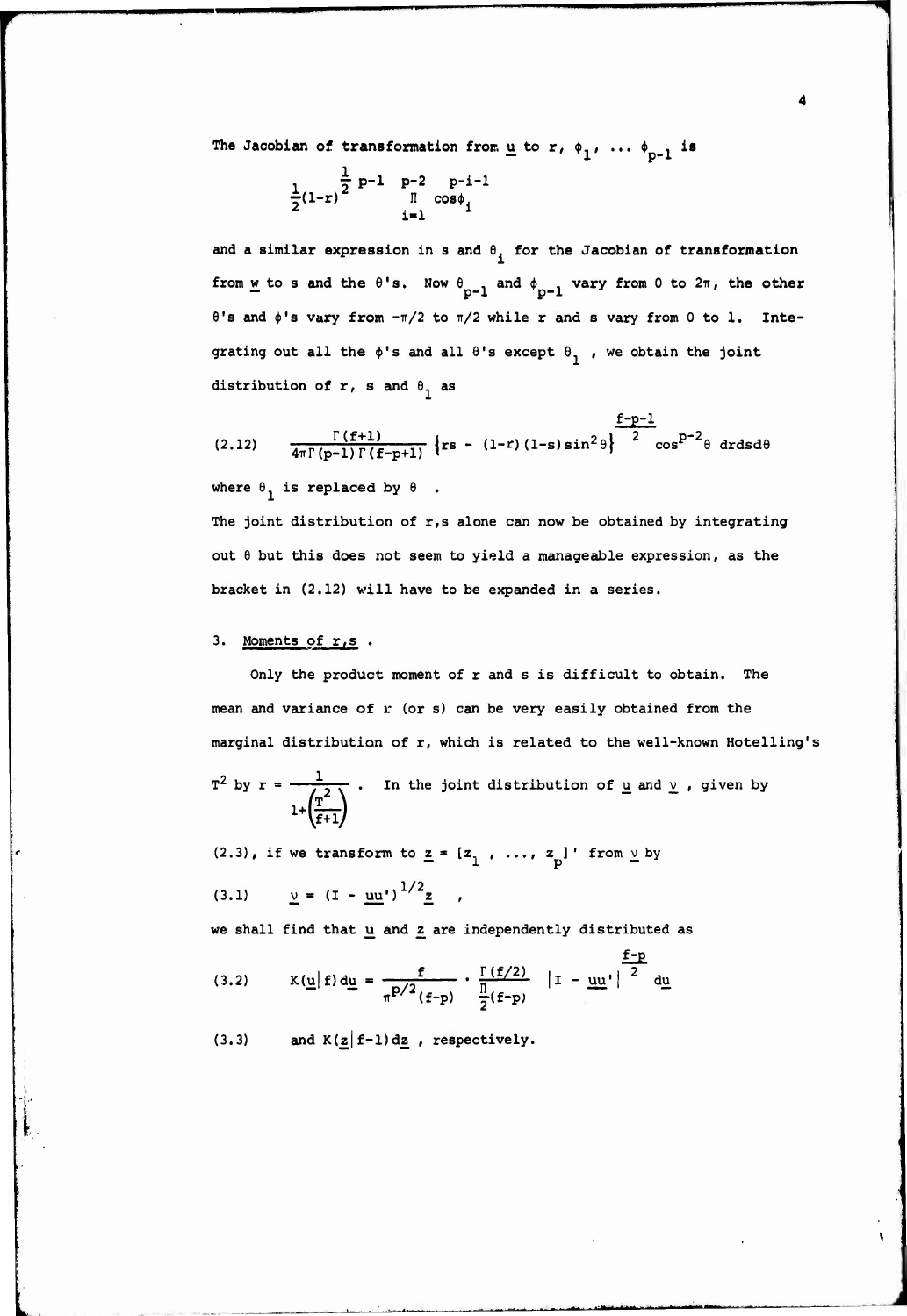The Jacobian of transformation from $\underline{u}$ to $r$, $\phi_1$, ... $\phi_{p-1}$ is

$$\frac{1}{2}(1-r)^{\frac{1}{2}p-1} \prod_{i=1}^{p-2} \cos^{p-i-1}\phi_i$$

and a similar expression in $s$ and $\theta_i$ for the Jacobian of transformation from $\underline{w}$ to $s$ and the $\theta$'s. Now $\theta_{p-1}$ and $\phi_{p-1}$ vary from 0 to $2\pi$, the other $\theta$'s and $\phi$'s vary from $-\pi/2$ to $\pi/2$ while $r$ and $s$ vary from 0 to 1. Integrating out all the $\phi$'s and all $\theta$'s except $\theta_1$, we obtain the joint distribution of $r$, $s$ and $\theta_1$ as

$$\text{(2.12)} \qquad \frac{\Gamma(f+1)}{4\pi\Gamma(p-1)\Gamma(f-p+1)} \left\{rs - (1-r)(1-s)\sin^2\theta\right\}^{\frac{f-p-1}{2}} \cos^{p-2}\theta \; dr\,ds\,d\theta$$

where $\theta_1$ is replaced by $\theta$.

The joint distribution of $r,s$ alone can now be obtained by integrating out $\theta$ but this does not seem to yield a manageable expression, as the bracket in (2.12) will have to be expanded in a series.

## 3. Moments of $r,s$.

Only the product moment of $r$ and $s$ is difficult to obtain. The mean and variance of $r$ (or $s$) can be very easily obtained from the marginal distribution of $r$, which is related to the well-known Hotelling's $T^2$ by $r = \dfrac{1}{1+\left(\frac{T^2}{f+1}\right)}$. In the joint distribution of $\underline{u}$ and $\underline{v}$, given by (2.3), if we transform to $\underline{z} = [z_1, \ldots, z_p]'$ from $\underline{v}$ by

$$\text{(3.1)} \qquad \underline{v} = (I - \underline{u}\underline{u}')^{1/2}\underline{z} \quad ,$$

we shall find that $\underline{u}$ and $\underline{z}$ are independently distributed as

$$\text{(3.2)} \qquad K(\underline{u}|f)\,d\underline{u} = \frac{f}{\pi^{p/2}(f-p)} \cdot \frac{\Gamma(f/2)}{\frac{\Pi}{2}(f-p)} \left|I - \underline{u}\underline{u}'\right|^{\frac{f-p}{2}} d\underline{u}$$

(3.3) and $K(\underline{z}|f-1)\,d\underline{z}$, respectively.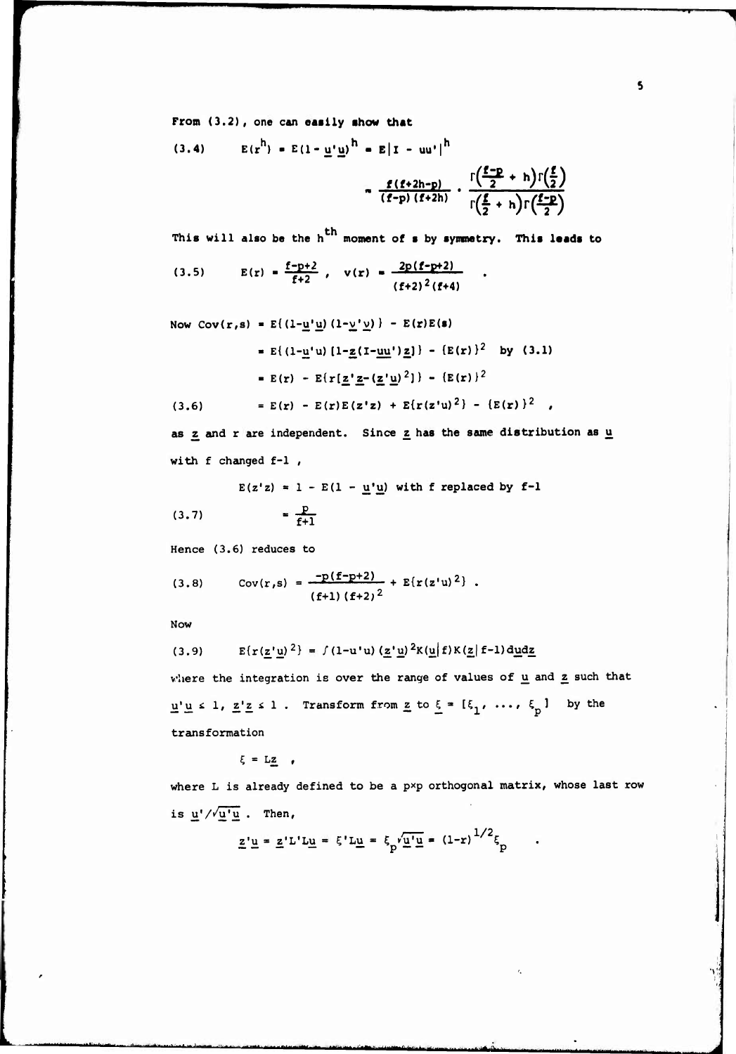From (3.2), one can easily show that

$$E(r^h) = E(1 - \underline{u}'\underline{u})^h = E|I - uu'|^h \tag{3.4}$$

$$= \frac{f(f+2h-p)}{(f-p)(f+2h)} \cdot \frac{\Gamma\left(\frac{f-p}{2} + h\right)\Gamma\left(\frac{f}{2}\right)}{\Gamma\left(\frac{f}{2} + h\right)\Gamma\left(\frac{f-p}{2}\right)}$$

This will also be the $h^{th}$ moment of s by symmetry. This leads to

$$E(r) = \frac{f-p+2}{f+2}, \quad v(r) = \frac{2p(f-p+2)}{(f+2)^2(f+4)} \quad . \tag{3.5}$$

$$\text{Now } \operatorname{Cov}(r,s) = E\{(1-\underline{u}'\underline{u})(1-\underline{v}'\underline{v})\} - E(r)E(s)$$

$$= E\{(1-\underline{u}'\underline{u})[1-\underline{z}(I-\underline{uu}')\underline{z}]\} - \{E(r)\}^2 \quad \text{by (3.1)}$$

$$= E(r) - E\{r[\underline{z}'\underline{z}-(\underline{z}'\underline{u})^2]\} - \{E(r)\}^2$$

$$= E(r) - E(r)E(z'z) + E\{r(z'u)^2\} - \{E(r)\}^2 \quad , \tag{3.6}$$

as $\underline{z}$ and r are independent. Since $\underline{z}$ has the same distribution as $\underline{u}$ with f changed f-1 ,

$$E(z'z) = 1 - E(1 - \underline{u}'\underline{u}) \text{ with f replaced by f-1}$$

$$= \frac{p}{f+1} \tag{3.7}$$

Hence (3.6) reduces to

$$\operatorname{Cov}(r,s) = \frac{-p(f-p+2)}{(f+1)(f+2)^2} + E\{r(z'u)^2\} \ . \tag{3.8}$$

Now

$$E\{r(\underline{z}'\underline{u})^2\} = \int (1-u'u)(\underline{z}'\underline{u})^2 K(\underline{u}|f)K(\underline{z}|f-1)d\underline{u}d\underline{z} \tag{3.9}$$

where the integration is over the range of values of $\underline{u}$ and $\underline{z}$ such that $\underline{u}'\underline{u} \le 1$, $\underline{z}'\underline{z} \le 1$ . Transform from $\underline{z}$ to $\underline{\xi} = [\xi_1, \ldots, \xi_p]$ by the transformation

$$\xi = L\underline{z} \quad ,$$

where L is already defined to be a p×p orthogonal matrix, whose last row is $\underline{u}'/\sqrt{\underline{u}'\underline{u}}$ . Then,

$$\underline{z}'\underline{u} = \underline{z}'L'L\underline{u} = \xi'L\underline{u} = \xi_p\sqrt{\underline{u}'\underline{u}} = (1-r)^{1/2}\xi_p \quad .$$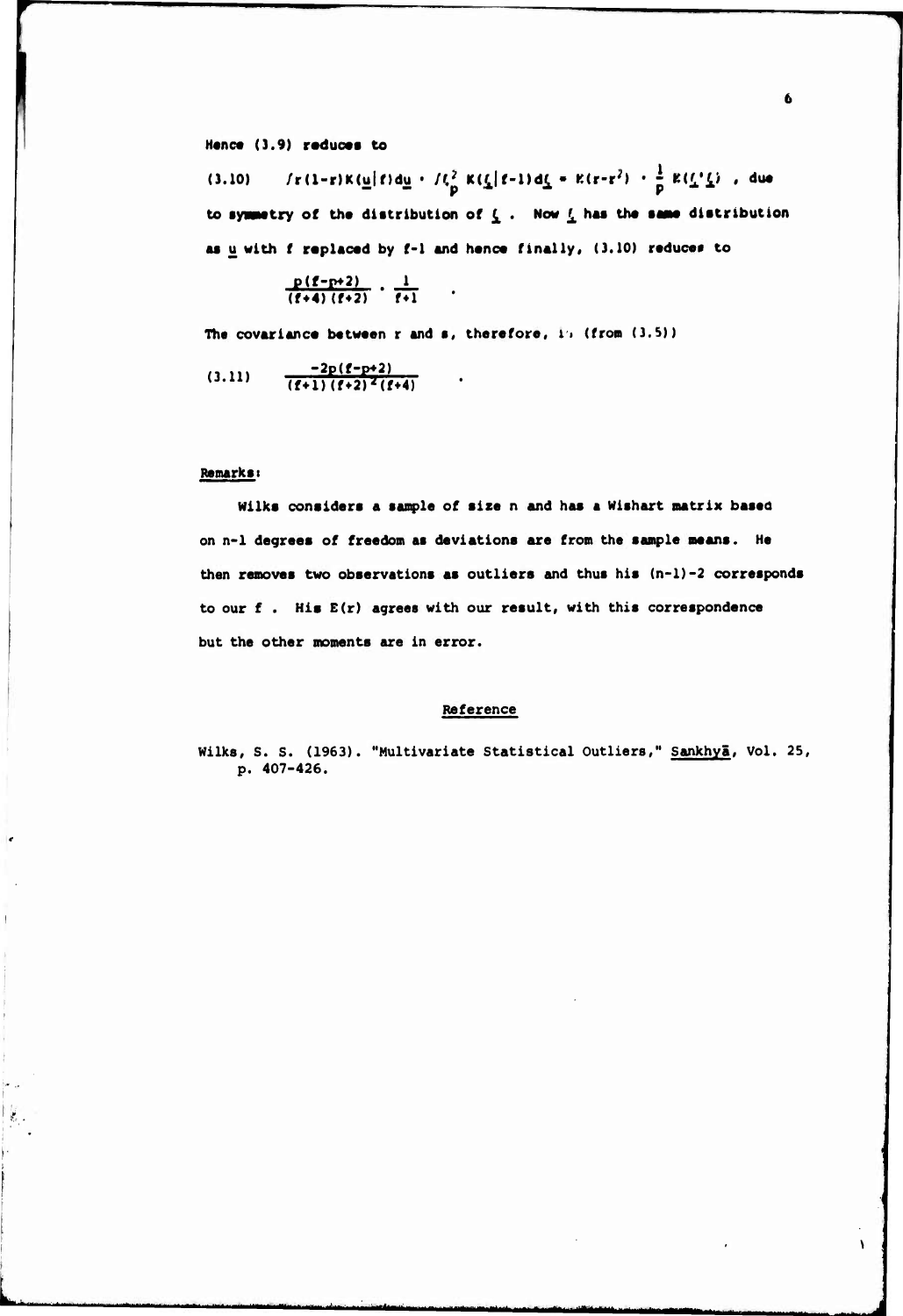Hence (3.9) reduces to

$$(3.10) \qquad \int r(1-r)K(\underline{u}|f)d\underline{u} \cdot \int \zeta_p^2 \, K(\underline{\zeta}|f-1)d\underline{\zeta} = E(r-r^2) \cdot \frac{1}{p} E(\underline{\zeta}'\underline{\zeta}) \ ,$$

due to symmetry of the distribution of $\underline{\zeta}$ . Now $\underline{\zeta}$ has the same distribution as $\underline{u}$ with $f$ replaced by $f-1$ and hence finally, (3.10) reduces to

$$\frac{p(f-p+2)}{(f+4)(f+2)} \cdot \frac{1}{f+1} \quad .$$

The covariance between r and s, therefore, is (from (3.5))

$$(3.11) \qquad \frac{-2p(f-p+2)}{(f+1)(f+2)^2(f+4)} \quad .$$

**Remarks:**

Wilks considers a sample of size n and has a Wishart matrix based on n-1 degrees of freedom as deviations are from the sample means. He then removes two observations as outliers and thus his (n-1)-2 corresponds to our f . His E(r) agrees with our result, with this correspondence but the other moments are in error.

## Reference

Wilks, S. S. (1963). "Multivariate Statistical Outliers," Sankhyā, Vol. 25, p. 407-426.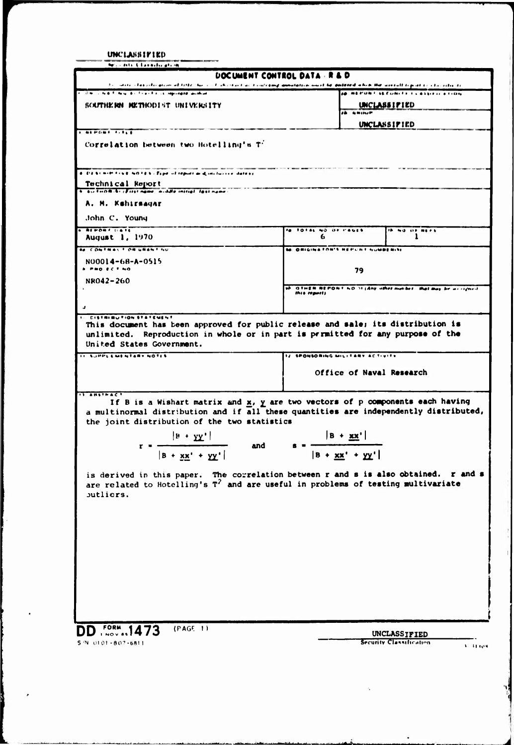UNCLASSIFIED

Security Classification

## DOCUMENT CONTROL DATA - R & D

| | |
|---|---|
| 1. ORIGINATING ACTIVITY (Corporate author) | 2a. REPORT SECURITY CLASSIFICATION |
| SOUTHERN METHODIST UNIVERSITY | UNCLASSIFIED |
| | 2b. GROUP |
| | UNCLASSIFIED |

3. REPORT TITLE

Correlation between two Hotelling's $T^2$

4. DESCRIPTIVE NOTES (Type of report and inclusive dates)

Technical Report

5. AUTHOR(S) (First name, middle initial, last name)

A. M. Kshirsagar

John C. Young

| 6. REPORT DATE | 7a. TOTAL NO. OF PAGES | 7b. NO. OF REFS |
|---|---|---|
| August 1, 1970 | 6 | 1 |

| | |
|---|---|
| 8a. CONTRACT OR GRANT NO. | 9a. ORIGINATOR'S REPORT NUMBER(S) |
| N00014-68-A-0515 | 79 |
| b. PROJECT NO. | |
| NR042-260 | |
| c. | 9b. OTHER REPORT NO(S) (Any other numbers that may be assigned this report) |
| d. | |

10. DISTRIBUTION STATEMENT

This document has been approved for public release and sale; its distribution is unlimited. Reproduction in whole or in part is permitted for any purpose of the United States Government.

| | |
|---|---|
| 11. SUPPLEMENTARY NOTES | 12. SPONSORING MILITARY ACTIVITY |
| | Office of Naval Research |

13. ABSTRACT

If B is a Wishart matrix and $\underline{x}$, $\underline{y}$ are two vectors of p components each having a multinormal distribution and if all these quantities are independently distributed, the joint distribution of the two statistics

$$r = \frac{|B + \underline{y}\underline{y}'|}{|B + \underline{x}\underline{x}' + \underline{y}\underline{y}'|} \quad \text{and} \quad s = \frac{|B + \underline{x}\underline{x}'|}{|B + \underline{x}\underline{x}' + \underline{y}\underline{y}'|}$$

is derived in this paper. The correlation between r and s is also obtained. r and s are related to Hotelling's $T^2$ and are useful in problems of testing multivariate outliers.

DD FORM 1473 (PAGE 1)

S/N 0101-807-6811

UNCLASSIFIED

Security Classification